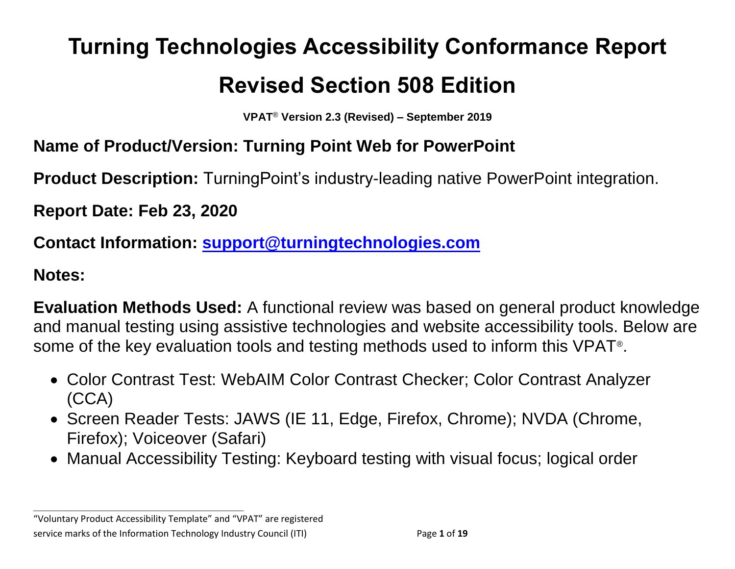# Turning Technologies Accessibility Conformance Report

# Revised Section 508 Edition

**VPAT® Version 2.3 (Revised) – September 2019**

**Name of Product/Version: Turning Point Web for PowerPoint**

**Product Description:** TurningPoint's industry-leading native PowerPoint integration.

**Report Date: Feb 23, 2020**

**Contact Information: [support@turningtechnologies.com](mailto:support@turningtechnologies.com)**

**Notes:**

**Evaluation Methods Used:** A functional review was based on general product knowledge and manual testing using assistive technologies and website accessibility tools. Below are some of the key evaluation tools and testing methods used to inform this VPAT®.

- Color Contrast Test: WebAIM Color Contrast Checker; Color Contrast Analyzer (CCA)
- Screen Reader Tests: JAWS (IE 11, Edge, Firefox, Chrome); NVDA (Chrome, Firefox); Voiceover (Safari)
- Manual Accessibility Testing: Keyboard testing with visual focus; logical order

---

"Voluntary Product Accessibility Template" and "VPAT" are registered service marks of the Information Technology Industry Council (ITI)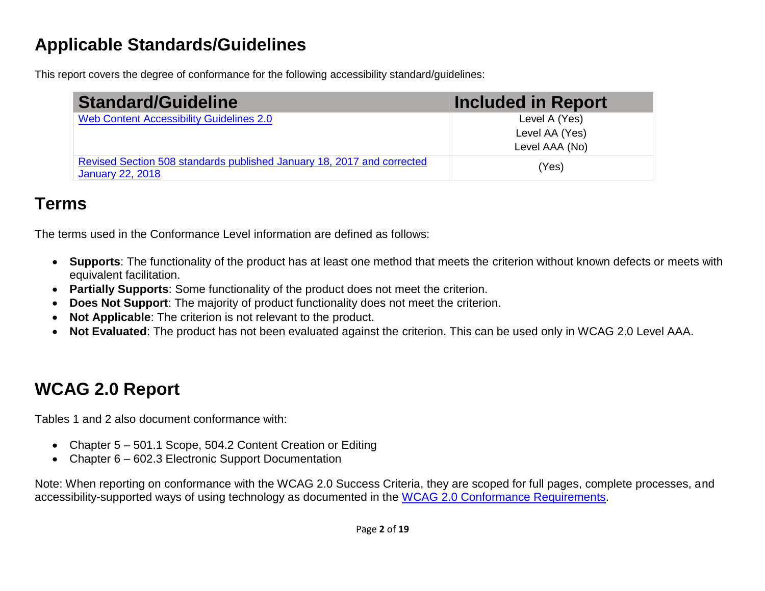## Applicable Standards/Guidelines

This report covers the degree of conformance for the following accessibility standard/guidelines:

| Standard/Guideline | Included in Report |
| --- | --- |
| [Web Content Accessibility Guidelines 2.0] | Level A (Yes)<br>Level AA (Yes)<br>Level AAA (No) |
| [Revised Section 508 standards published January 18, 2017 and corrected January 22, 2018] | (Yes) |

## Terms

The terms used in the Conformance Level information are defined as follows:

- **Supports**: The functionality of the product has at least one method that meets the criterion without known defects or meets with equivalent facilitation.
- **Partially Supports**: Some functionality of the product does not meet the criterion.
- **Does Not Support**: The majority of product functionality does not meet the criterion.
- **Not Applicable**: The criterion is not relevant to the product.
- **Not Evaluated**: The product has not been evaluated against the criterion. This can be used only in WCAG 2.0 Level AAA.

## WCAG 2.0 Report

Tables 1 and 2 also document conformance with:

- Chapter 5 – 501.1 Scope, 504.2 Content Creation or Editing
- Chapter 6 – 602.3 Electronic Support Documentation

Note: When reporting on conformance with the WCAG 2.0 Success Criteria, they are scoped for full pages, complete processes, and accessibility-supported ways of using technology as documented in the WCAG 2.0 Conformance Requirements.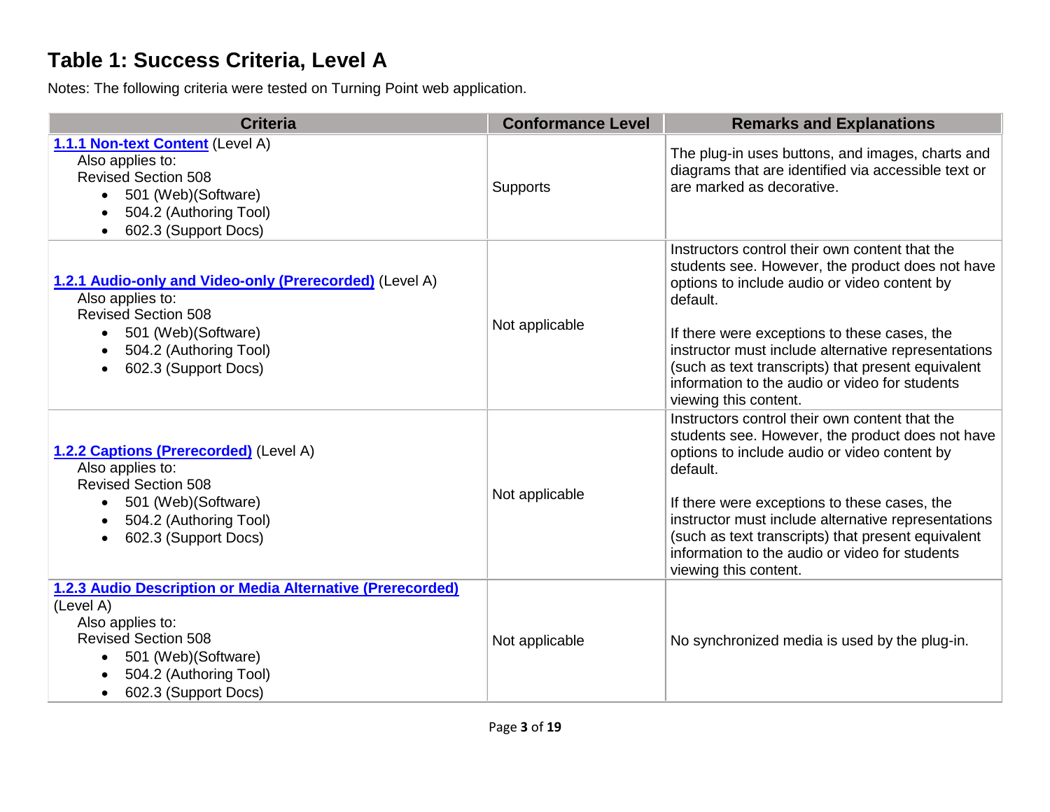## Table 1: Success Criteria, Level A

Notes: The following criteria were tested on Turning Point web application.

| Criteria | Conformance Level | Remarks and Explanations |
|---|---|---|
| **1.1.1 Non-text Content** (Level A)<br>Also applies to:<br>Revised Section 508<br>• 501 (Web)(Software)<br>• 504.2 (Authoring Tool)<br>• 602.3 (Support Docs) | Supports | The plug-in uses buttons, and images, charts and diagrams that are identified via accessible text or are marked as decorative. |
| **1.2.1 Audio-only and Video-only (Prerecorded)** (Level A)<br>Also applies to:<br>Revised Section 508<br>• 501 (Web)(Software)<br>• 504.2 (Authoring Tool)<br>• 602.3 (Support Docs) | Not applicable | Instructors control their own content that the students see. However, the product does not have options to include audio or video content by default.<br><br>If there were exceptions to these cases, the instructor must include alternative representations (such as text transcripts) that present equivalent information to the audio or video for students viewing this content. |
| **1.2.2 Captions (Prerecorded)** (Level A)<br>Also applies to:<br>Revised Section 508<br>• 501 (Web)(Software)<br>• 504.2 (Authoring Tool)<br>• 602.3 (Support Docs) | Not applicable | Instructors control their own content that the students see. However, the product does not have options to include audio or video content by default.<br><br>If there were exceptions to these cases, the instructor must include alternative representations (such as text transcripts) that present equivalent information to the audio or video for students viewing this content. |
| **1.2.3 Audio Description or Media Alternative (Prerecorded)** (Level A)<br>Also applies to:<br>Revised Section 508<br>• 501 (Web)(Software)<br>• 504.2 (Authoring Tool)<br>• 602.3 (Support Docs) | Not applicable | No synchronized media is used by the plug-in. |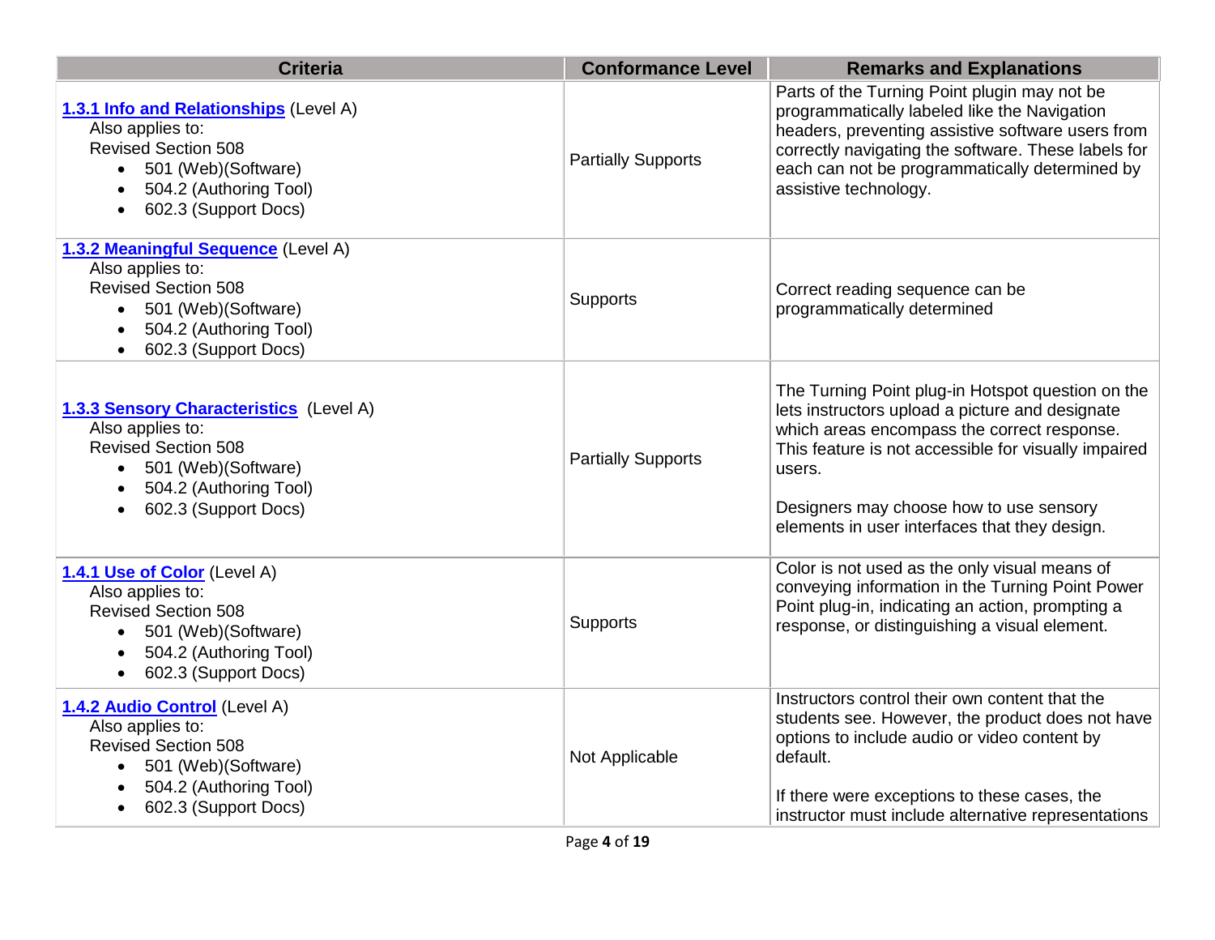| Criteria | Conformance Level | Remarks and Explanations |
| --- | --- | --- |
| **1.3.1 Info and Relationships** (Level A)<br>Also applies to:<br>Revised Section 508<br>• 501 (Web)(Software)<br>• 504.2 (Authoring Tool)<br>• 602.3 (Support Docs) | Partially Supports | Parts of the Turning Point plugin may not be programmatically labeled like the Navigation headers, preventing assistive software users from correctly navigating the software. These labels for each can not be programmatically determined by assistive technology. |
| **1.3.2 Meaningful Sequence** (Level A)<br>Also applies to:<br>Revised Section 508<br>• 501 (Web)(Software)<br>• 504.2 (Authoring Tool)<br>• 602.3 (Support Docs) | Supports | Correct reading sequence can be programmatically determined |
| **1.3.3 Sensory Characteristics** (Level A)<br>Also applies to:<br>Revised Section 508<br>• 501 (Web)(Software)<br>• 504.2 (Authoring Tool)<br>• 602.3 (Support Docs) | Partially Supports | The Turning Point plug-in Hotspot question on the lets instructors upload a picture and designate which areas encompass the correct response. This feature is not accessible for visually impaired users.<br><br>Designers may choose how to use sensory elements in user interfaces that they design. |
| **1.4.1 Use of Color** (Level A)<br>Also applies to:<br>Revised Section 508<br>• 501 (Web)(Software)<br>• 504.2 (Authoring Tool)<br>• 602.3 (Support Docs) | Supports | Color is not used as the only visual means of conveying information in the Turning Point Power Point plug-in, indicating an action, prompting a response, or distinguishing a visual element. |
| **1.4.2 Audio Control** (Level A)<br>Also applies to:<br>Revised Section 508<br>• 501 (Web)(Software)<br>• 504.2 (Authoring Tool)<br>• 602.3 (Support Docs) | Not Applicable | Instructors control their own content that the students see. However, the product does not have options to include audio or video content by default.<br><br>If there were exceptions to these cases, the instructor must include alternative representations |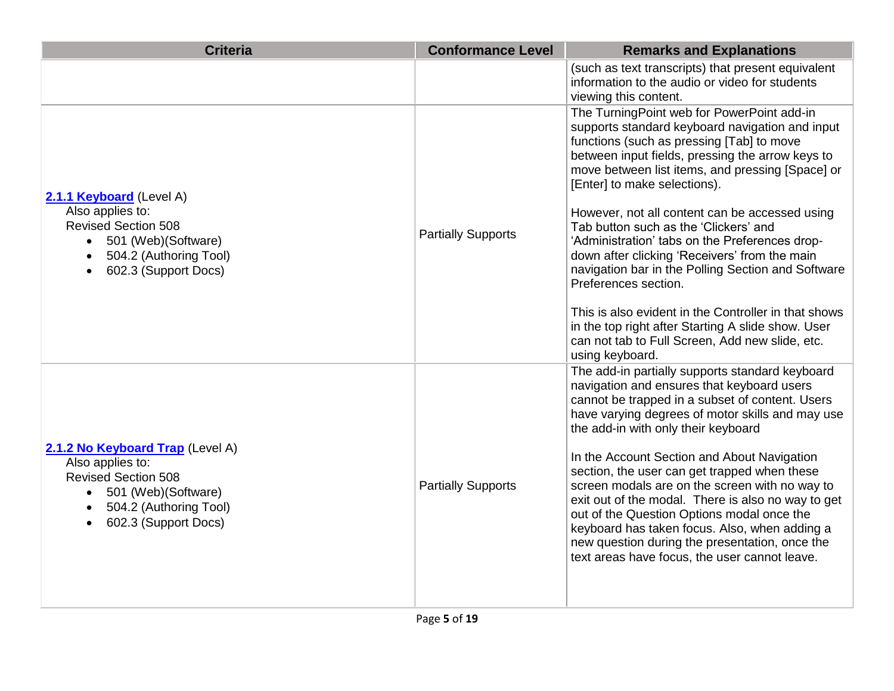| Criteria | Conformance Level | Remarks and Explanations |
| --- | --- | --- |
| | | (such as text transcripts) that present equivalent information to the audio or video for students viewing this content. |
| **2.1.1 Keyboard** (Level A)<br>Also applies to:<br>Revised Section 508<br>• 501 (Web)(Software)<br>• 504.2 (Authoring Tool)<br>• 602.3 (Support Docs) | Partially Supports | The TurningPoint web for PowerPoint add-in supports standard keyboard navigation and input functions (such as pressing [Tab] to move between input fields, pressing the arrow keys to move between list items, and pressing [Space] or [Enter] to make selections).<br><br>However, not all content can be accessed using Tab button such as the 'Clickers' and 'Administration' tabs on the Preferences drop-down after clicking 'Receivers' from the main navigation bar in the Polling Section and Software Preferences section.<br><br>This is also evident in the Controller in that shows in the top right after Starting A slide show. User can not tab to Full Screen, Add new slide, etc. using keyboard. |
| **2.1.2 No Keyboard Trap** (Level A)<br>Also applies to:<br>Revised Section 508<br>• 501 (Web)(Software)<br>• 504.2 (Authoring Tool)<br>• 602.3 (Support Docs) | Partially Supports | The add-in partially supports standard keyboard navigation and ensures that keyboard users cannot be trapped in a subset of content. Users have varying degrees of motor skills and may use the add-in with only their keyboard<br><br>In the Account Section and About Navigation section, the user can get trapped when these screen modals are on the screen with no way to exit out of the modal. There is also no way to get out of the Question Options modal once the keyboard has taken focus. Also, when adding a new question during the presentation, once the text areas have focus, the user cannot leave. |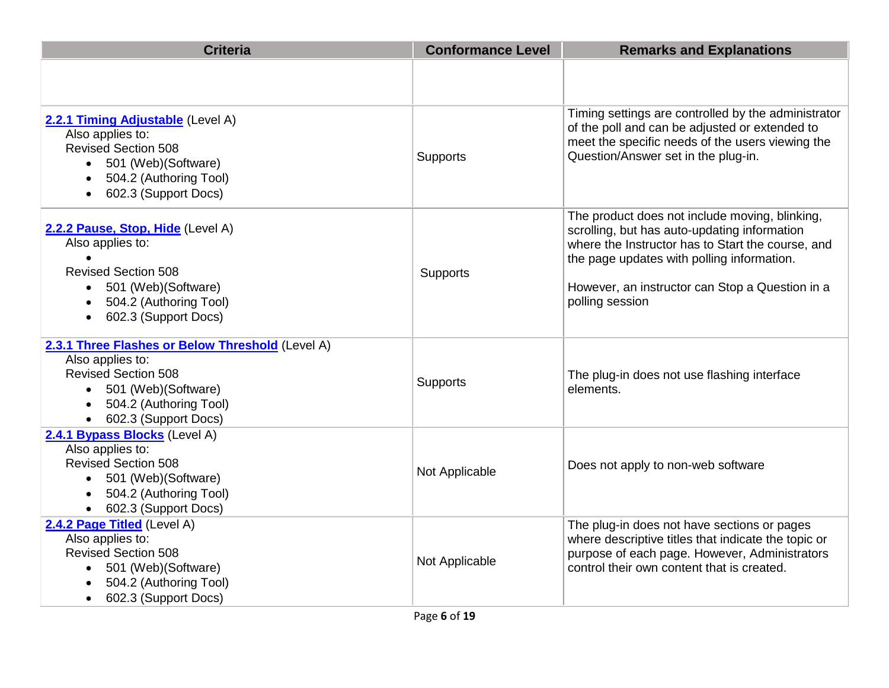| Criteria | Conformance Level | Remarks and Explanations |
|---|---|---|
| | | |
| **2.2.1 Timing Adjustable** (Level A)<br>Also applies to:<br>Revised Section 508<br>• 501 (Web)(Software)<br>• 504.2 (Authoring Tool)<br>• 602.3 (Support Docs) | Supports | Timing settings are controlled by the administrator of the poll and can be adjusted or extended to meet the specific needs of the users viewing the Question/Answer set in the plug-in. |
| **2.2.2 Pause, Stop, Hide** (Level A)<br>Also applies to:<br>•<br>Revised Section 508<br>• 501 (Web)(Software)<br>• 504.2 (Authoring Tool)<br>• 602.3 (Support Docs) | Supports | The product does not include moving, blinking, scrolling, but has auto-updating information where the Instructor has to Start the course, and the page updates with polling information.<br><br>However, an instructor can Stop a Question in a polling session |
| **2.3.1 Three Flashes or Below Threshold** (Level A)<br>Also applies to:<br>Revised Section 508<br>• 501 (Web)(Software)<br>• 504.2 (Authoring Tool)<br>• 602.3 (Support Docs) | Supports | The plug-in does not use flashing interface elements. |
| **2.4.1 Bypass Blocks** (Level A)<br>Also applies to:<br>Revised Section 508<br>• 501 (Web)(Software)<br>• 504.2 (Authoring Tool)<br>• 602.3 (Support Docs) | Not Applicable | Does not apply to non-web software |
| **2.4.2 Page Titled** (Level A)<br>Also applies to:<br>Revised Section 508<br>• 501 (Web)(Software)<br>• 504.2 (Authoring Tool)<br>• 602.3 (Support Docs) | Not Applicable | The plug-in does not have sections or pages where descriptive titles that indicate the topic or purpose of each page. However, Administrators control their own content that is created. |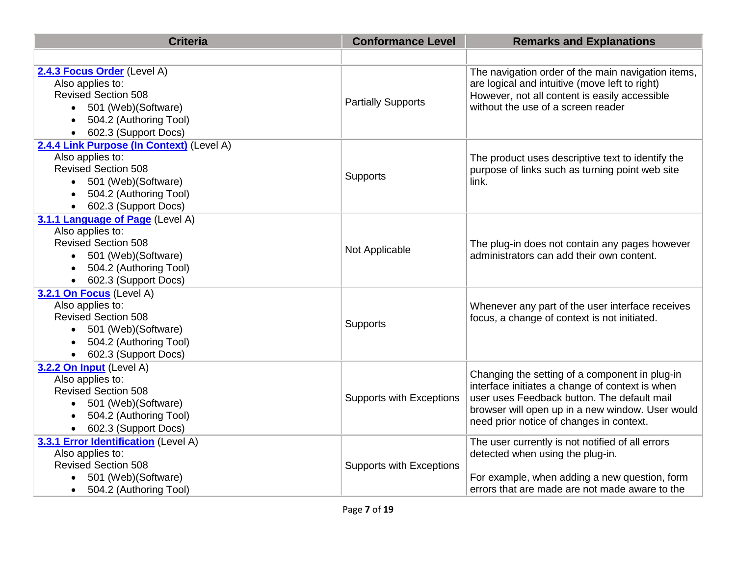| Criteria | Conformance Level | Remarks and Explanations |
|---|---|---|
| | | |
| **2.4.3 Focus Order** (Level A)<br>Also applies to:<br>Revised Section 508<br>• 501 (Web)(Software)<br>• 504.2 (Authoring Tool)<br>• 602.3 (Support Docs) | Partially Supports | The navigation order of the main navigation items, are logical and intuitive (move left to right) However, not all content is easily accessible without the use of a screen reader |
| **2.4.4 Link Purpose (In Context)** (Level A)<br>Also applies to:<br>Revised Section 508<br>• 501 (Web)(Software)<br>• 504.2 (Authoring Tool)<br>• 602.3 (Support Docs) | Supports | The product uses descriptive text to identify the purpose of links such as turning point web site link. |
| **3.1.1 Language of Page** (Level A)<br>Also applies to:<br>Revised Section 508<br>• 501 (Web)(Software)<br>• 504.2 (Authoring Tool)<br>• 602.3 (Support Docs) | Not Applicable | The plug-in does not contain any pages however administrators can add their own content. |
| **3.2.1 On Focus** (Level A)<br>Also applies to:<br>Revised Section 508<br>• 501 (Web)(Software)<br>• 504.2 (Authoring Tool)<br>• 602.3 (Support Docs) | Supports | Whenever any part of the user interface receives focus, a change of context is not initiated. |
| **3.2.2 On Input** (Level A)<br>Also applies to:<br>Revised Section 508<br>• 501 (Web)(Software)<br>• 504.2 (Authoring Tool)<br>• 602.3 (Support Docs) | Supports with Exceptions | Changing the setting of a component in plug-in interface initiates a change of context is when user uses Feedback button. The default mail browser will open up in a new window. User would need prior notice of changes in context. |
| **3.3.1 Error Identification** (Level A)<br>Also applies to:<br>Revised Section 508<br>• 501 (Web)(Software)<br>• 504.2 (Authoring Tool) | Supports with Exceptions | The user currently is not notified of all errors detected when using the plug-in.<br><br>For example, when adding a new question, form errors that are made are not made aware to the |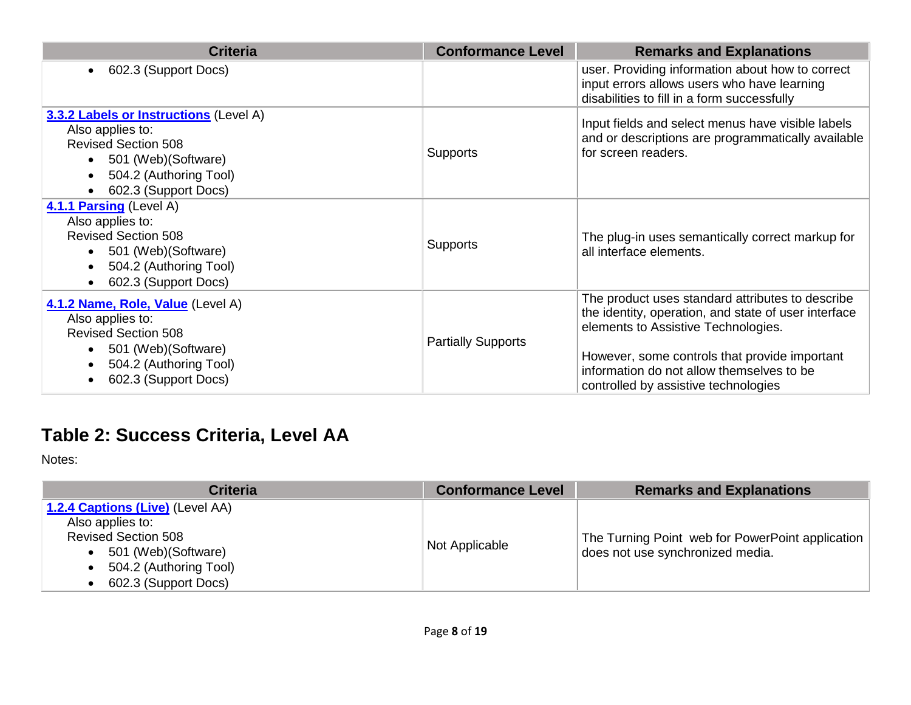| Criteria | Conformance Level | Remarks and Explanations |
|---|---|---|
| • 602.3 (Support Docs) | | user. Providing information about how to correct input errors allows users who have learning disabilities to fill in a form successfully |
| **3.3.2 Labels or Instructions** (Level A)<br>Also applies to:<br>Revised Section 508<br>• 501 (Web)(Software)<br>• 504.2 (Authoring Tool)<br>• 602.3 (Support Docs) | Supports | Input fields and select menus have visible labels and or descriptions are programmatically available for screen readers. |
| **4.1.1 Parsing** (Level A)<br>Also applies to:<br>Revised Section 508<br>• 501 (Web)(Software)<br>• 504.2 (Authoring Tool)<br>• 602.3 (Support Docs) | Supports | The plug-in uses semantically correct markup for all interface elements. |
| **4.1.2 Name, Role, Value** (Level A)<br>Also applies to:<br>Revised Section 508<br>• 501 (Web)(Software)<br>• 504.2 (Authoring Tool)<br>• 602.3 (Support Docs) | Partially Supports | The product uses standard attributes to describe the identity, operation, and state of user interface elements to Assistive Technologies.<br><br>However, some controls that provide important information do not allow themselves to be controlled by assistive technologies |

## Table 2: Success Criteria, Level AA

Notes:

| Criteria | Conformance Level | Remarks and Explanations |
|---|---|---|
| **1.2.4 Captions (Live)** (Level AA)<br>Also applies to:<br>Revised Section 508<br>• 501 (Web)(Software)<br>• 504.2 (Authoring Tool)<br>• 602.3 (Support Docs) | Not Applicable | The Turning Point  web for PowerPoint application does not use synchronized media. |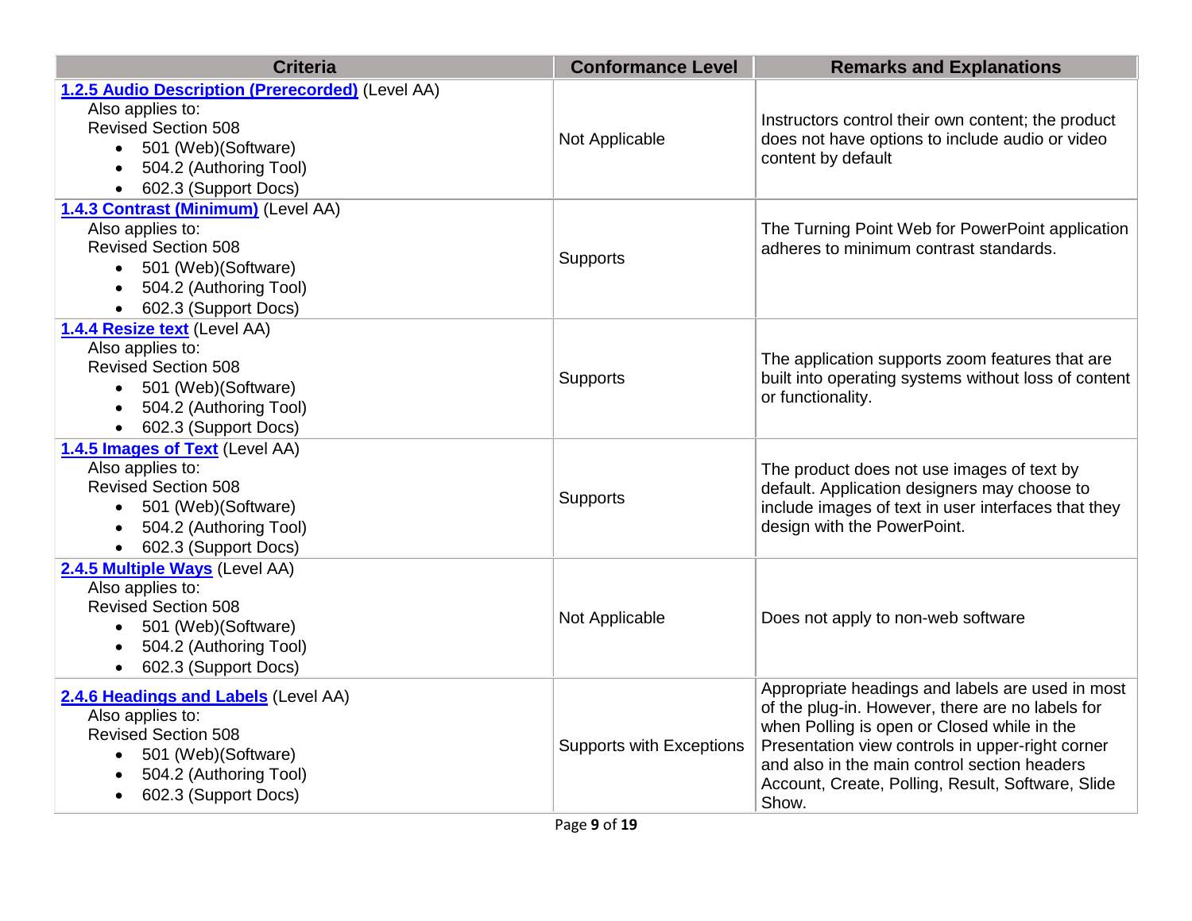| Criteria | Conformance Level | Remarks and Explanations |
|---|---|---|
| **1.2.5 Audio Description (Prerecorded)** (Level AA)<br>Also applies to:<br>Revised Section 508<br>• 501 (Web)(Software)<br>• 504.2 (Authoring Tool)<br>• 602.3 (Support Docs) | Not Applicable | Instructors control their own content; the product does not have options to include audio or video content by default |
| **1.4.3 Contrast (Minimum)** (Level AA)<br>Also applies to:<br>Revised Section 508<br>• 501 (Web)(Software)<br>• 504.2 (Authoring Tool)<br>• 602.3 (Support Docs) | Supports | The Turning Point Web for PowerPoint application adheres to minimum contrast standards. |
| **1.4.4 Resize text** (Level AA)<br>Also applies to:<br>Revised Section 508<br>• 501 (Web)(Software)<br>• 504.2 (Authoring Tool)<br>• 602.3 (Support Docs) | Supports | The application supports zoom features that are built into operating systems without loss of content or functionality. |
| **1.4.5 Images of Text** (Level AA)<br>Also applies to:<br>Revised Section 508<br>• 501 (Web)(Software)<br>• 504.2 (Authoring Tool)<br>• 602.3 (Support Docs) | Supports | The product does not use images of text by default. Application designers may choose to include images of text in user interfaces that they design with the PowerPoint. |
| **2.4.5 Multiple Ways** (Level AA)<br>Also applies to:<br>Revised Section 508<br>• 501 (Web)(Software)<br>• 504.2 (Authoring Tool)<br>• 602.3 (Support Docs) | Not Applicable | Does not apply to non-web software |
| **2.4.6 Headings and Labels** (Level AA)<br>Also applies to:<br>Revised Section 508<br>• 501 (Web)(Software)<br>• 504.2 (Authoring Tool)<br>• 602.3 (Support Docs) | Supports with Exceptions | Appropriate headings and labels are used in most of the plug-in. However, there are no labels for when Polling is open or Closed while in the Presentation view controls in upper-right corner and also in the main control section headers Account, Create, Polling, Result, Software, Slide Show. |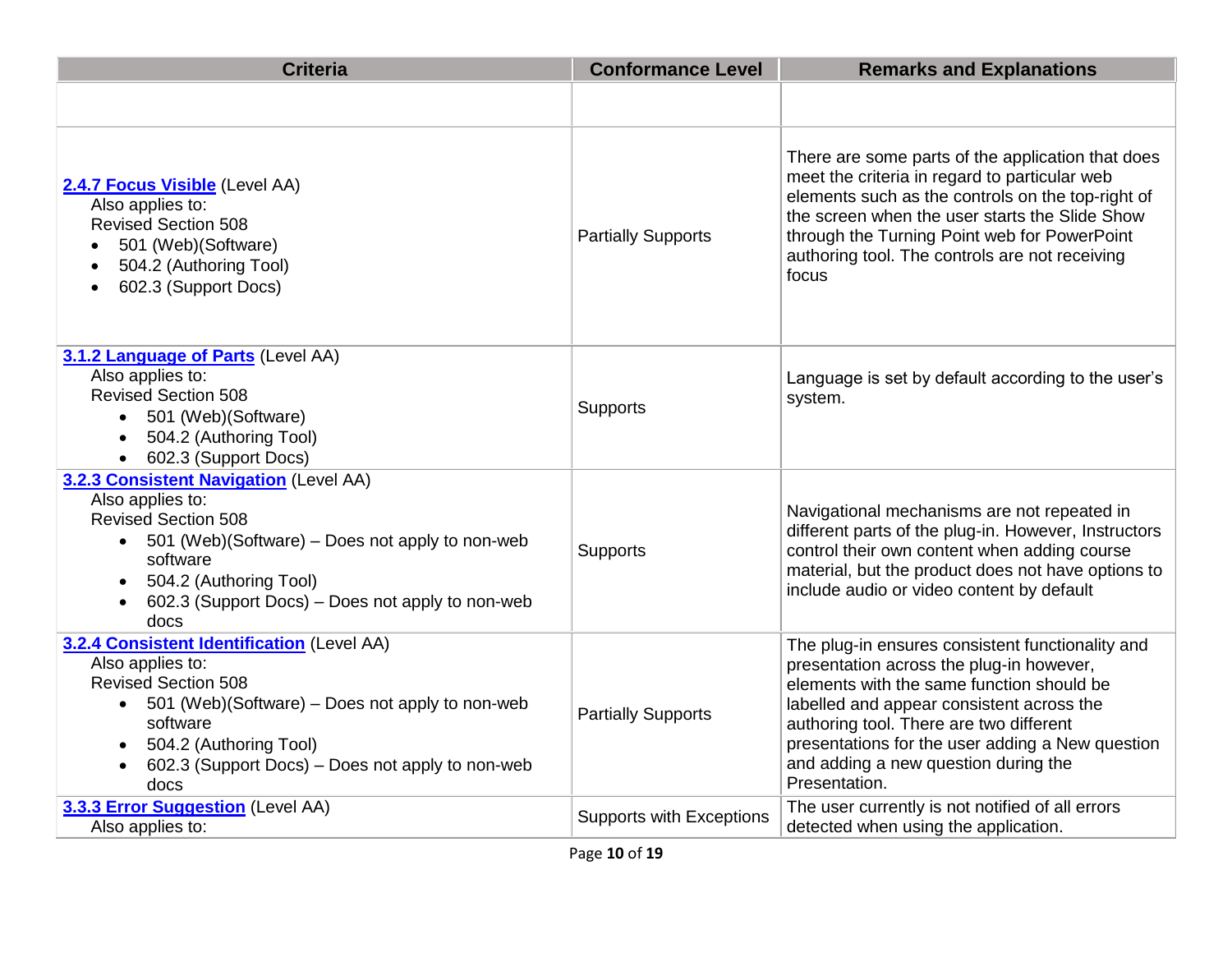| Criteria | Conformance Level | Remarks and Explanations |
| --- | --- | --- |
| | | |
| **2.4.7 Focus Visible** (Level AA)<br>Also applies to:<br>Revised Section 508<br>• 501 (Web)(Software)<br>• 504.2 (Authoring Tool)<br>• 602.3 (Support Docs) | Partially Supports | There are some parts of the application that does meet the criteria in regard to particular web elements such as the controls on the top-right of the screen when the user starts the Slide Show through the Turning Point web for PowerPoint authoring tool. The controls are not receiving focus |
| **3.1.2 Language of Parts** (Level AA)<br>Also applies to:<br>Revised Section 508<br>• 501 (Web)(Software)<br>• 504.2 (Authoring Tool)<br>• 602.3 (Support Docs) | Supports | Language is set by default according to the user's system. |
| **3.2.3 Consistent Navigation** (Level AA)<br>Also applies to:<br>Revised Section 508<br>• 501 (Web)(Software) – Does not apply to non-web software<br>• 504.2 (Authoring Tool)<br>• 602.3 (Support Docs) – Does not apply to non-web docs | Supports | Navigational mechanisms are not repeated in different parts of the plug-in. However, Instructors control their own content when adding course material, but the product does not have options to include audio or video content by default |
| **3.2.4 Consistent Identification** (Level AA)<br>Also applies to:<br>Revised Section 508<br>• 501 (Web)(Software) – Does not apply to non-web software<br>• 504.2 (Authoring Tool)<br>• 602.3 (Support Docs) – Does not apply to non-web docs | Partially Supports | The plug-in ensures consistent functionality and presentation across the plug-in however, elements with the same function should be labelled and appear consistent across the authoring tool. There are two different presentations for the user adding a New question and adding a new question during the Presentation. |
| **3.3.3 Error Suggestion** (Level AA)<br>Also applies to: | Supports with Exceptions | The user currently is not notified of all errors detected when using the application. |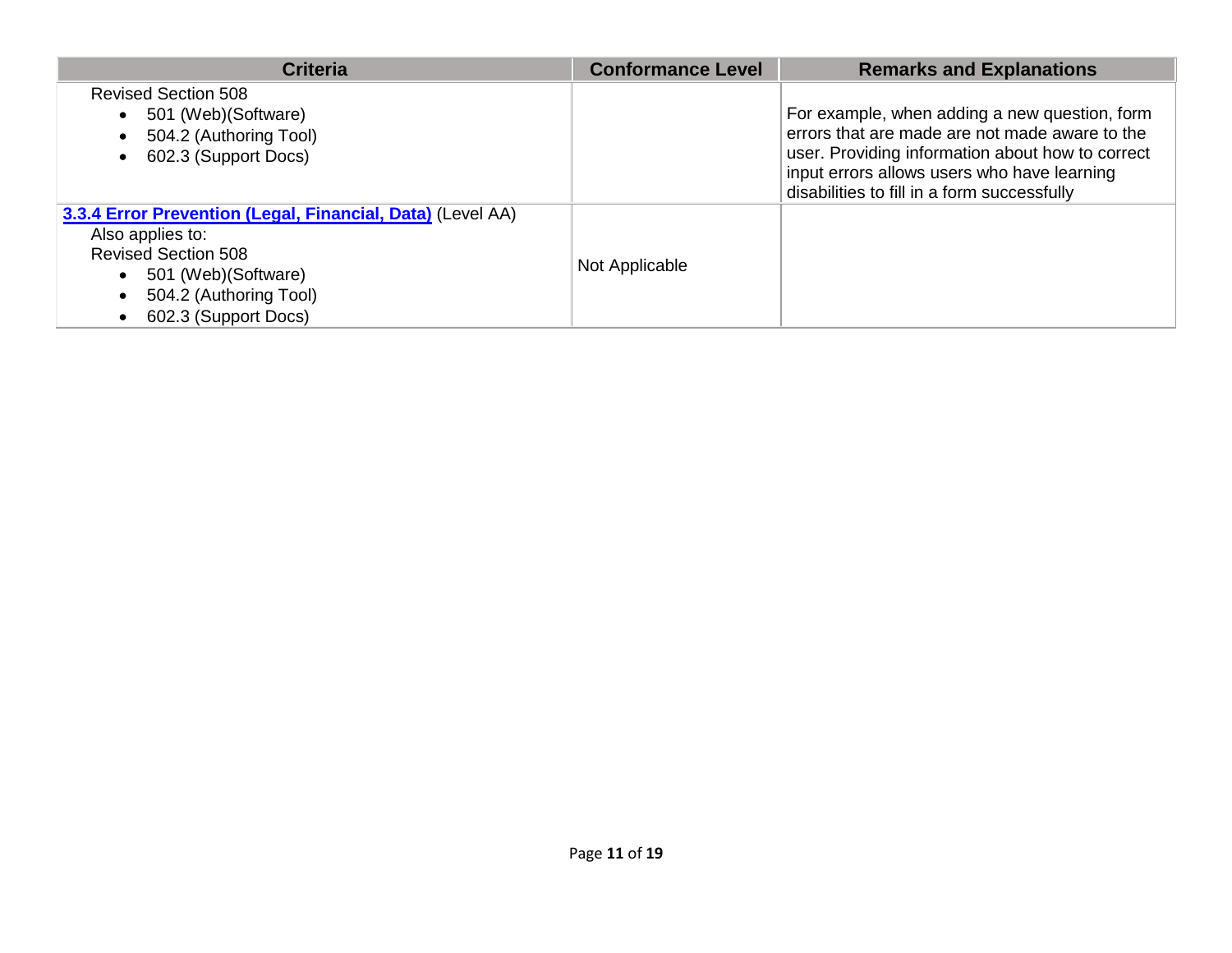| Criteria | Conformance Level | Remarks and Explanations |
|---|---|---|
| Revised Section 508<br>• 501 (Web)(Software)<br>• 504.2 (Authoring Tool)<br>• 602.3 (Support Docs) | | For example, when adding a new question, form errors that are made are not made aware to the user. Providing information about how to correct input errors allows users who have learning disabilities to fill in a form successfully |
| **3.3.4 Error Prevention (Legal, Financial, Data)** (Level AA)<br>Also applies to:<br>Revised Section 508<br>• 501 (Web)(Software)<br>• 504.2 (Authoring Tool)<br>• 602.3 (Support Docs) | Not Applicable | |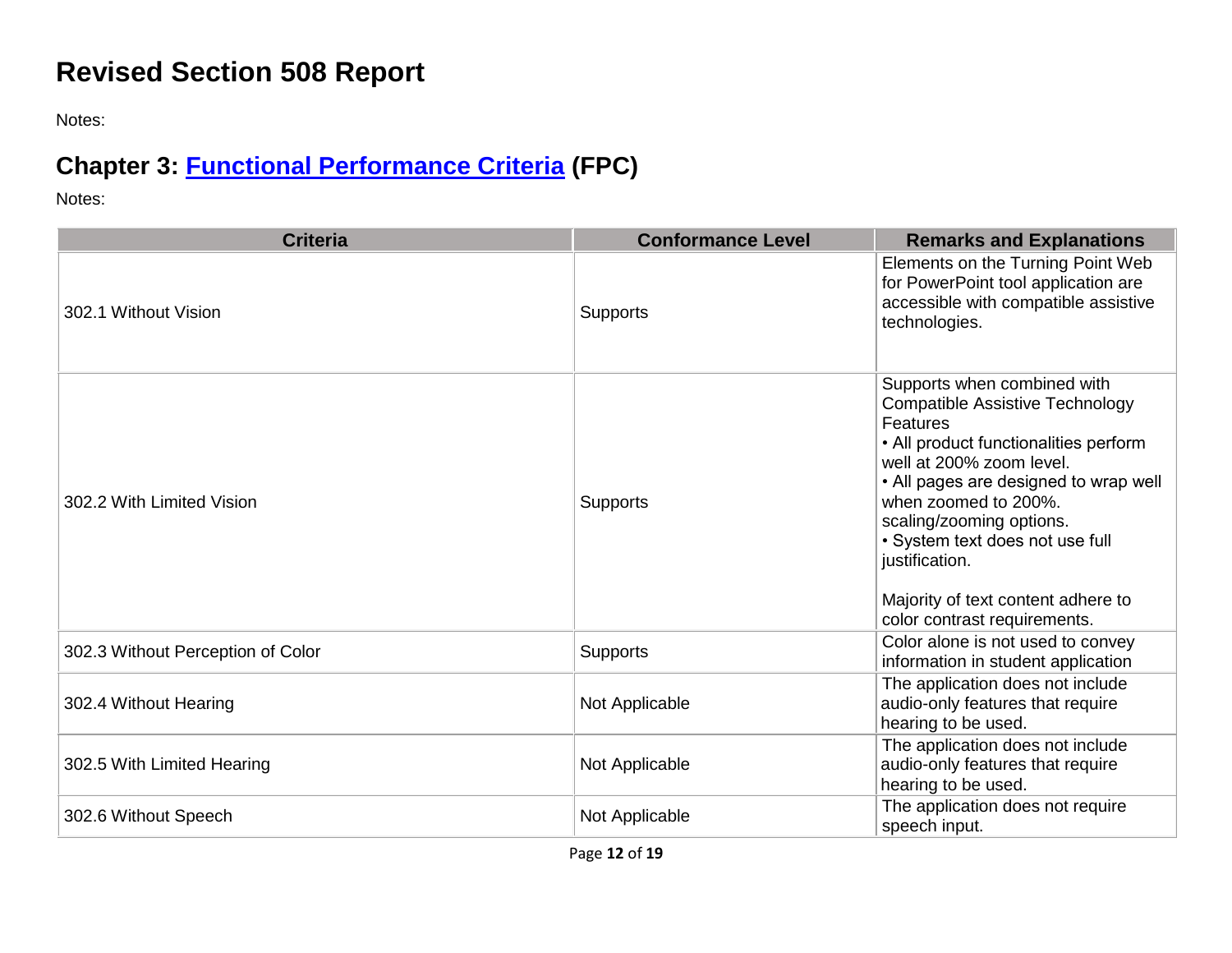# Revised Section 508 Report

Notes:

## Chapter 3: [Functional Performance Criteria](#) (FPC)

Notes:

| Criteria | Conformance Level | Remarks and Explanations |
|---|---|---|
| 302.1 Without Vision | Supports | Elements on the Turning Point Web for PowerPoint tool application are accessible with compatible assistive technologies. |
| 302.2 With Limited Vision | Supports | Supports when combined with Compatible Assistive Technology Features<br>• All product functionalities perform well at 200% zoom level.<br>• All pages are designed to wrap well when zoomed to 200%. scaling/zooming options.<br>• System text does not use full justification.<br><br>Majority of text content adhere to color contrast requirements. |
| 302.3 Without Perception of Color | Supports | Color alone is not used to convey information in student application |
| 302.4 Without Hearing | Not Applicable | The application does not include audio-only features that require hearing to be used. |
| 302.5 With Limited Hearing | Not Applicable | The application does not include audio-only features that require hearing to be used. |
| 302.6 Without Speech | Not Applicable | The application does not require speech input. |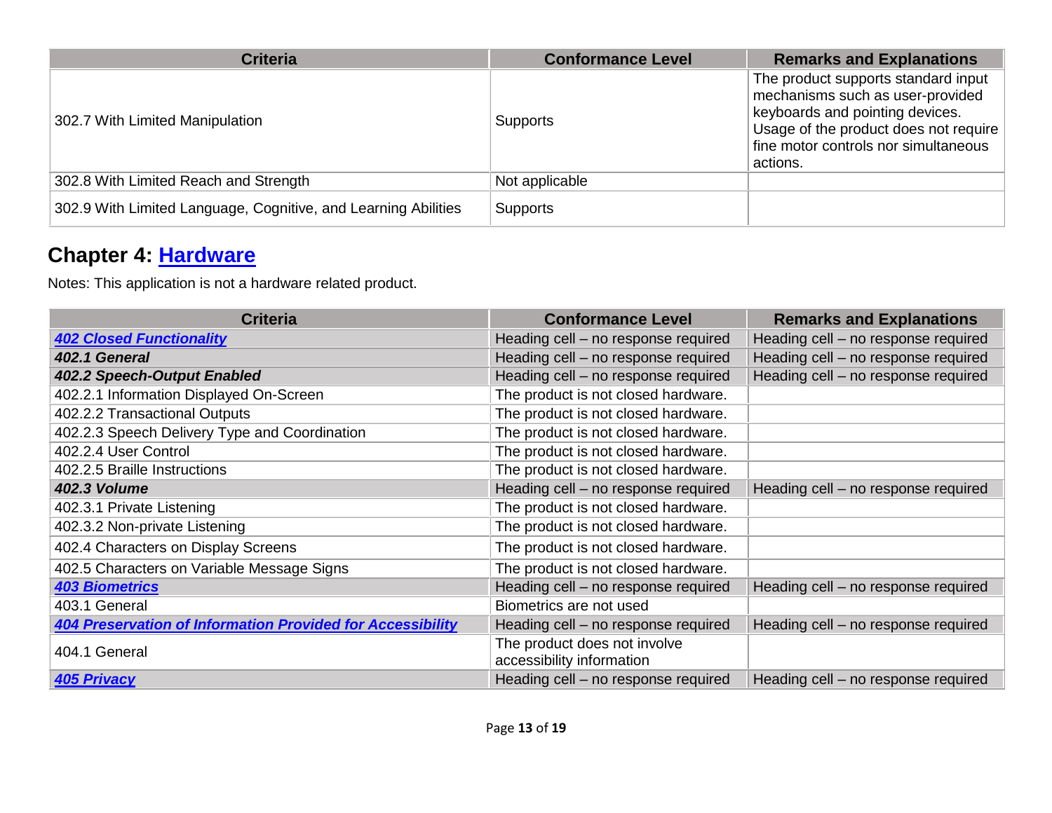| Criteria | Conformance Level | Remarks and Explanations |
|---|---|---|
| 302.7 With Limited Manipulation | Supports | The product supports standard input mechanisms such as user-provided keyboards and pointing devices. Usage of the product does not require fine motor controls nor simultaneous actions. |
| 302.8 With Limited Reach and Strength | Not applicable | |
| 302.9 With Limited Language, Cognitive, and Learning Abilities | Supports | |

## Chapter 4: [Hardware]

Notes: This application is not a hardware related product.

| Criteria | Conformance Level | Remarks and Explanations |
|---|---|---|
| ***[402 Closed Functionality]*** | Heading cell – no response required | Heading cell – no response required |
| ***402.1 General*** | Heading cell – no response required | Heading cell – no response required |
| ***402.2 Speech-Output Enabled*** | Heading cell – no response required | Heading cell – no response required |
| 402.2.1 Information Displayed On-Screen | The product is not closed hardware. | |
| 402.2.2 Transactional Outputs | The product is not closed hardware. | |
| 402.2.3 Speech Delivery Type and Coordination | The product is not closed hardware. | |
| 402.2.4 User Control | The product is not closed hardware. | |
| 402.2.5 Braille Instructions | The product is not closed hardware. | |
| ***402.3 Volume*** | Heading cell – no response required | Heading cell – no response required |
| 402.3.1 Private Listening | The product is not closed hardware. | |
| 402.3.2 Non-private Listening | The product is not closed hardware. | |
| 402.4 Characters on Display Screens | The product is not closed hardware. | |
| 402.5 Characters on Variable Message Signs | The product is not closed hardware. | |
| ***[403 Biometrics]*** | Heading cell – no response required | Heading cell – no response required |
| 403.1 General | Biometrics are not used | |
| ***[404 Preservation of Information Provided for Accessibility]*** | Heading cell – no response required | Heading cell – no response required |
| 404.1 General | The product does not involve accessibility information | |
| ***[405 Privacy]*** | Heading cell – no response required | Heading cell – no response required |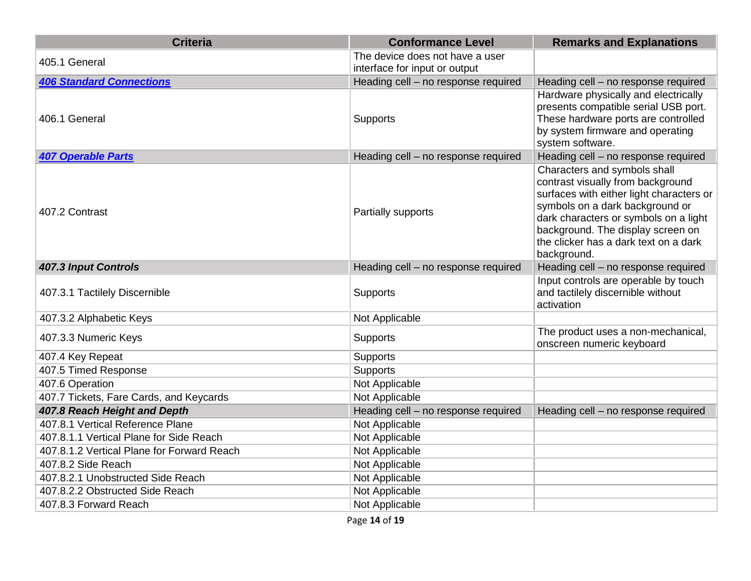| Criteria | Conformance Level | Remarks and Explanations |
|---|---|---|
| 405.1 General | The device does not have a user interface for input or output | |
| ***[406 Standard Connections]()*** | Heading cell – no response required | Heading cell – no response required |
| 406.1 General | Supports | Hardware physically and electrically presents compatible serial USB port. These hardware ports are controlled by system firmware and operating system software. |
| ***[407 Operable Parts]()*** | Heading cell – no response required | Heading cell – no response required |
| 407.2 Contrast | Partially supports | Characters and symbols shall contrast visually from background surfaces with either light characters or symbols on a dark background or dark characters or symbols on a light background. The display screen on the clicker has a dark text on a dark background. |
| ***407.3 Input Controls*** | Heading cell – no response required | Heading cell – no response required |
| 407.3.1 Tactilely Discernible | Supports | Input controls are operable by touch and tactilely discernible without activation |
| 407.3.2 Alphabetic Keys | Not Applicable | |
| 407.3.3 Numeric Keys | Supports | The product uses a non-mechanical, onscreen numeric keyboard |
| 407.4 Key Repeat | Supports | |
| 407.5 Timed Response | Supports | |
| 407.6 Operation | Not Applicable | |
| 407.7 Tickets, Fare Cards, and Keycards | Not Applicable | |
| ***407.8 Reach Height and Depth*** | Heading cell – no response required | Heading cell – no response required |
| 407.8.1 Vertical Reference Plane | Not Applicable | |
| 407.8.1.1 Vertical Plane for Side Reach | Not Applicable | |
| 407.8.1.2 Vertical Plane for Forward Reach | Not Applicable | |
| 407.8.2 Side Reach | Not Applicable | |
| 407.8.2.1 Unobstructed Side Reach | Not Applicable | |
| 407.8.2.2 Obstructed Side Reach | Not Applicable | |
| 407.8.3 Forward Reach | Not Applicable | |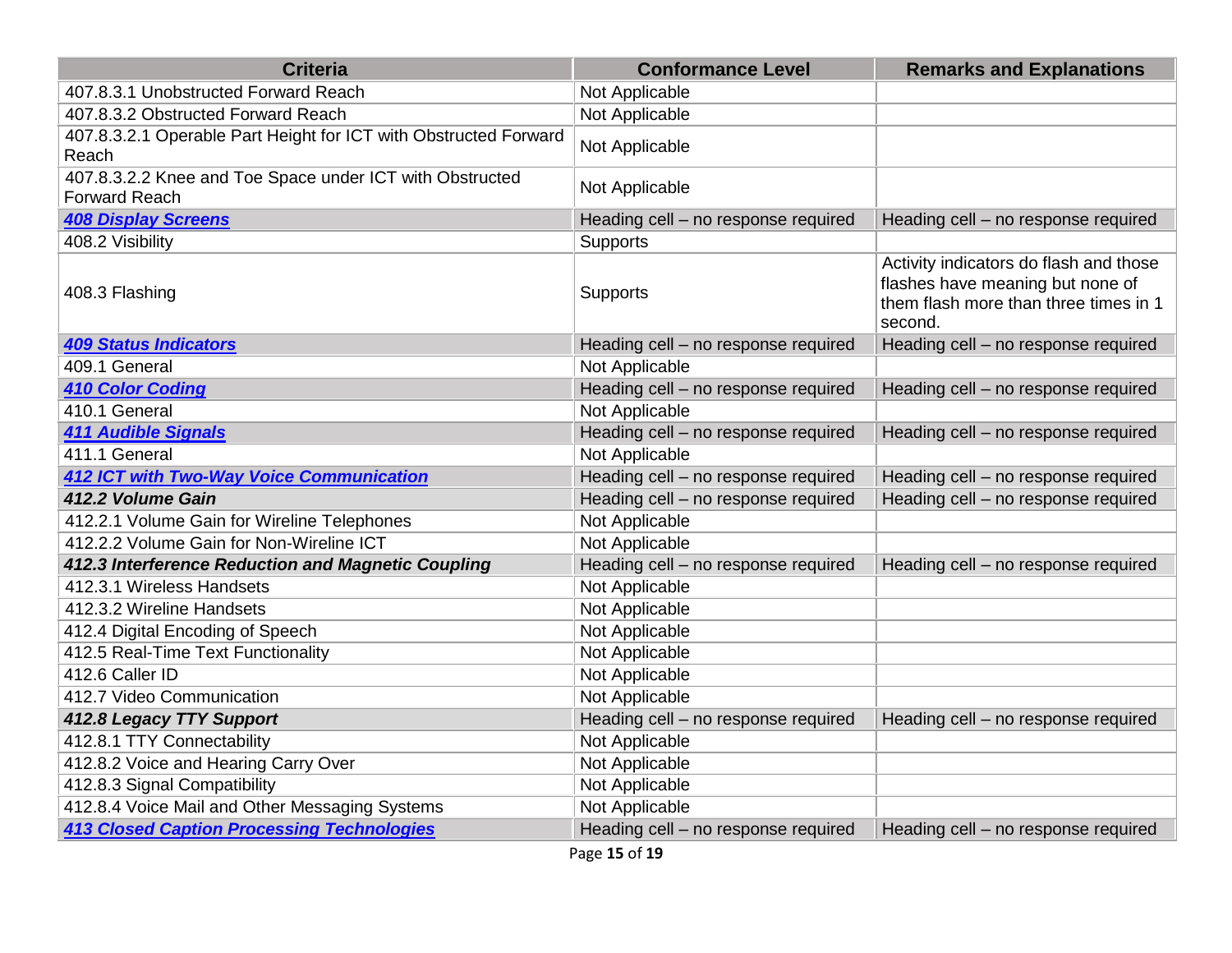| Criteria | Conformance Level | Remarks and Explanations |
|---|---|---|
| 407.8.3.1 Unobstructed Forward Reach | Not Applicable | |
| 407.8.3.2 Obstructed Forward Reach | Not Applicable | |
| 407.8.3.2.1 Operable Part Height for ICT with Obstructed Forward Reach | Not Applicable | |
| 407.8.3.2.2 Knee and Toe Space under ICT with Obstructed Forward Reach | Not Applicable | |
| ***408 Display Screens*** | Heading cell – no response required | Heading cell – no response required |
| 408.2 Visibility | Supports | |
| 408.3 Flashing | Supports | Activity indicators do flash and those flashes have meaning but none of them flash more than three times in 1 second. |
| ***409 Status Indicators*** | Heading cell – no response required | Heading cell – no response required |
| 409.1 General | Not Applicable | |
| ***410 Color Coding*** | Heading cell – no response required | Heading cell – no response required |
| 410.1 General | Not Applicable | |
| ***411 Audible Signals*** | Heading cell – no response required | Heading cell – no response required |
| 411.1 General | Not Applicable | |
| ***412 ICT with Two-Way Voice Communication*** | Heading cell – no response required | Heading cell – no response required |
| ***412.2 Volume Gain*** | Heading cell – no response required | Heading cell – no response required |
| 412.2.1 Volume Gain for Wireline Telephones | Not Applicable | |
| 412.2.2 Volume Gain for Non-Wireline ICT | Not Applicable | |
| ***412.3 Interference Reduction and Magnetic Coupling*** | Heading cell – no response required | Heading cell – no response required |
| 412.3.1 Wireless Handsets | Not Applicable | |
| 412.3.2 Wireline Handsets | Not Applicable | |
| 412.4 Digital Encoding of Speech | Not Applicable | |
| 412.5 Real-Time Text Functionality | Not Applicable | |
| 412.6 Caller ID | Not Applicable | |
| 412.7 Video Communication | Not Applicable | |
| ***412.8 Legacy TTY Support*** | Heading cell – no response required | Heading cell – no response required |
| 412.8.1 TTY Connectability | Not Applicable | |
| 412.8.2 Voice and Hearing Carry Over | Not Applicable | |
| 412.8.3 Signal Compatibility | Not Applicable | |
| 412.8.4 Voice Mail and Other Messaging Systems | Not Applicable | |
| ***413 Closed Caption Processing Technologies*** | Heading cell – no response required | Heading cell – no response required |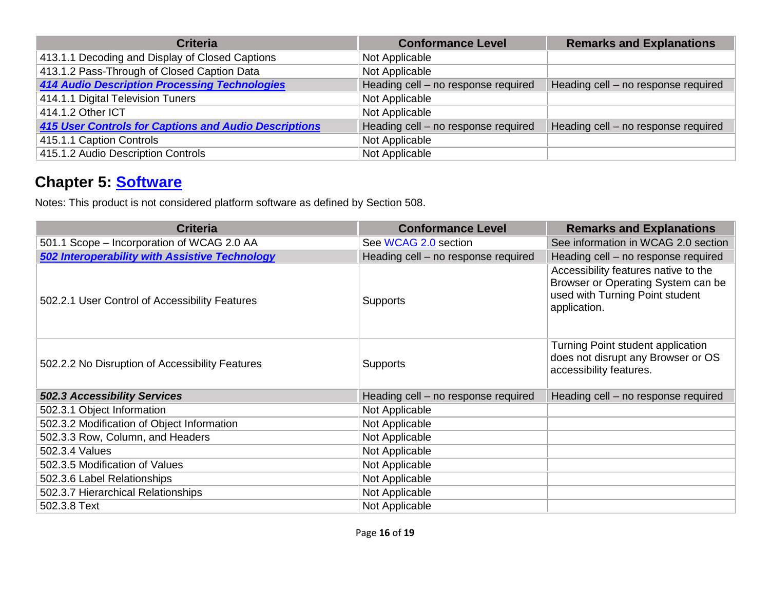| Criteria | Conformance Level | Remarks and Explanations |
| --- | --- | --- |
| 413.1.1 Decoding and Display of Closed Captions | Not Applicable | |
| 413.1.2 Pass-Through of Closed Caption Data | Not Applicable | |
| ***414 Audio Description Processing Technologies*** | Heading cell – no response required | Heading cell – no response required |
| 414.1.1 Digital Television Tuners | Not Applicable | |
| 414.1.2 Other ICT | Not Applicable | |
| ***415 User Controls for Captions and Audio Descriptions*** | Heading cell – no response required | Heading cell – no response required |
| 415.1.1 Caption Controls | Not Applicable | |
| 415.1.2 Audio Description Controls | Not Applicable | |

## Chapter 5: Software

Notes: This product is not considered platform software as defined by Section 508.

| Criteria | Conformance Level | Remarks and Explanations |
| --- | --- | --- |
| 501.1 Scope – Incorporation of WCAG 2.0 AA | See WCAG 2.0 section | See information in WCAG 2.0 section |
| ***502 Interoperability with Assistive Technology*** | Heading cell – no response required | Heading cell – no response required |
| 502.2.1 User Control of Accessibility Features | Supports | Accessibility features native to the Browser or Operating System can be used with Turning Point student application. |
| 502.2.2 No Disruption of Accessibility Features | Supports | Turning Point student application does not disrupt any Browser or OS accessibility features. |
| ***502.3 Accessibility Services*** | Heading cell – no response required | Heading cell – no response required |
| 502.3.1 Object Information | Not Applicable | |
| 502.3.2 Modification of Object Information | Not Applicable | |
| 502.3.3 Row, Column, and Headers | Not Applicable | |
| 502.3.4 Values | Not Applicable | |
| 502.3.5 Modification of Values | Not Applicable | |
| 502.3.6 Label Relationships | Not Applicable | |
| 502.3.7 Hierarchical Relationships | Not Applicable | |
| 502.3.8 Text | Not Applicable | |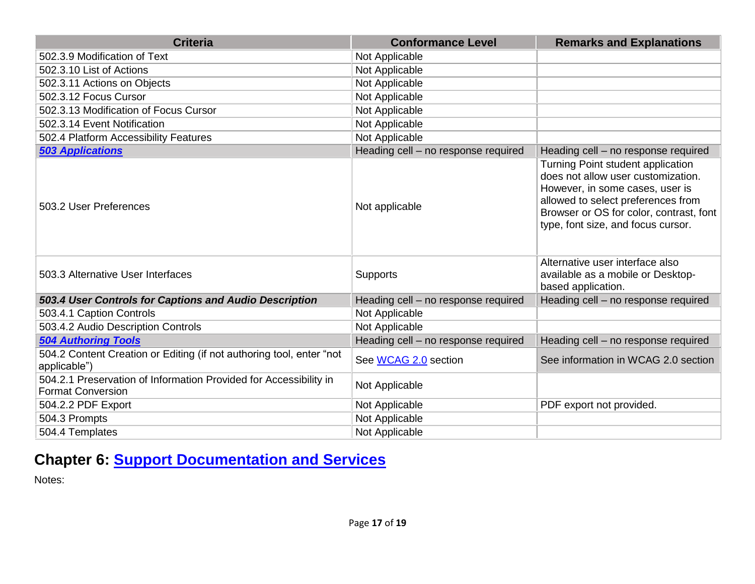| Criteria | Conformance Level | Remarks and Explanations |
|---|---|---|
| 502.3.9 Modification of Text | Not Applicable | |
| 502.3.10 List of Actions | Not Applicable | |
| 502.3.11 Actions on Objects | Not Applicable | |
| 502.3.12 Focus Cursor | Not Applicable | |
| 502.3.13 Modification of Focus Cursor | Not Applicable | |
| 502.3.14 Event Notification | Not Applicable | |
| 502.4 Platform Accessibility Features | Not Applicable | |
| ***503 Applications*** | Heading cell – no response required | Heading cell – no response required |
| 503.2 User Preferences | Not applicable | Turning Point student application does not allow user customization. However, in some cases, user is allowed to select preferences from Browser or OS for color, contrast, font type, font size, and focus cursor. |
| 503.3 Alternative User Interfaces | Supports | Alternative user interface also available as a mobile or Desktop-based application. |
| ***503.4 User Controls for Captions and Audio Description*** | Heading cell – no response required | Heading cell – no response required |
| 503.4.1 Caption Controls | Not Applicable | |
| 503.4.2 Audio Description Controls | Not Applicable | |
| ***504 Authoring Tools*** | Heading cell – no response required | Heading cell – no response required |
| 504.2 Content Creation or Editing (if not authoring tool, enter "not applicable") | See WCAG 2.0 section | See information in WCAG 2.0 section |
| 504.2.1 Preservation of Information Provided for Accessibility in Format Conversion | Not Applicable | |
| 504.2.2 PDF Export | Not Applicable | PDF export not provided. |
| 504.3 Prompts | Not Applicable | |
| 504.4 Templates | Not Applicable | |

## Chapter 6: Support Documentation and Services

Notes: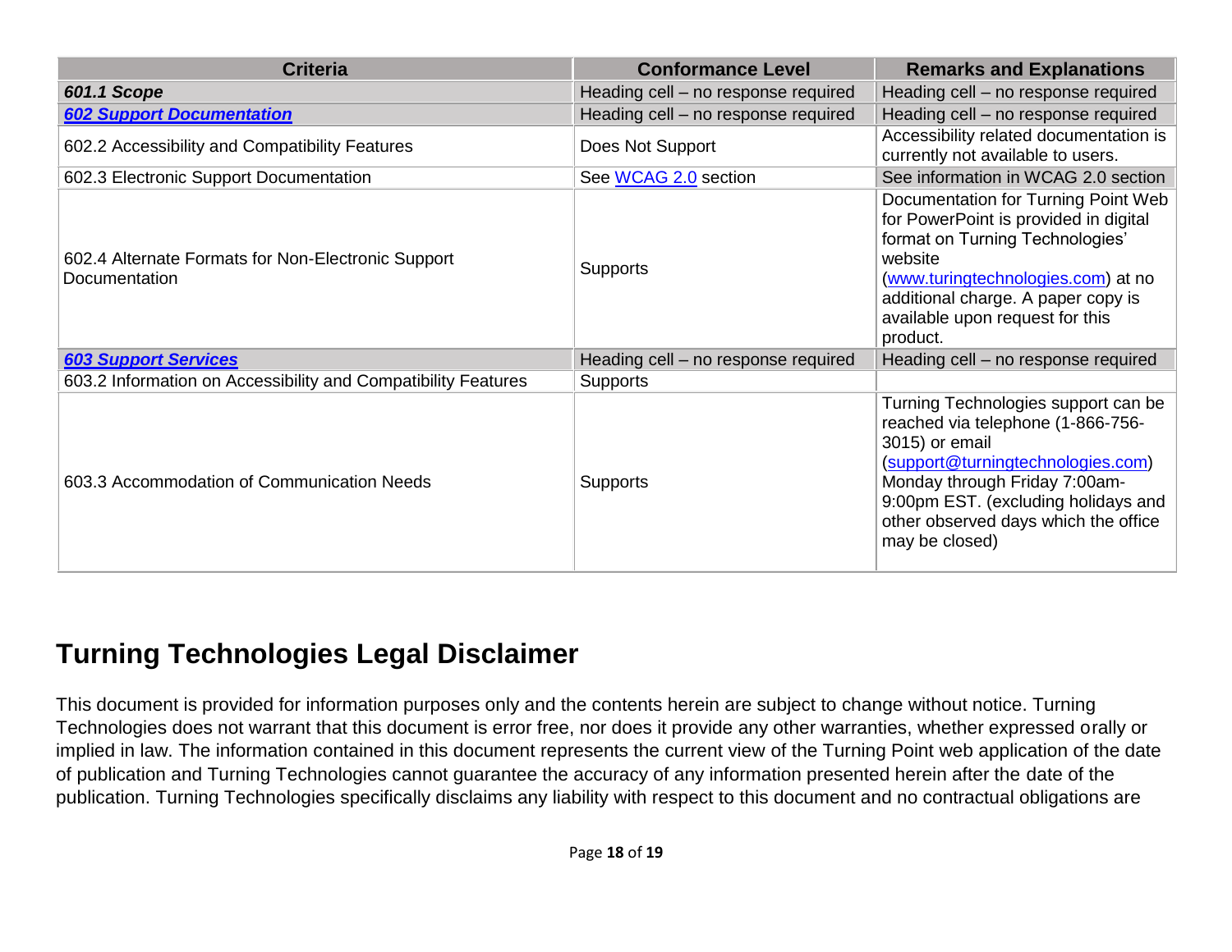| Criteria | Conformance Level | Remarks and Explanations |
|---|---|---|
| ***601.1 Scope*** | Heading cell – no response required | Heading cell – no response required |
| ***602 Support Documentation*** | Heading cell – no response required | Heading cell – no response required |
| 602.2 Accessibility and Compatibility Features | Does Not Support | Accessibility related documentation is currently not available to users. |
| 602.3 Electronic Support Documentation | See WCAG 2.0 section | See information in WCAG 2.0 section |
| 602.4 Alternate Formats for Non-Electronic Support Documentation | Supports | Documentation for Turning Point Web for PowerPoint is provided in digital format on Turning Technologies' website (www.turingtechnologies.com) at no additional charge. A paper copy is available upon request for this product. |
| ***603 Support Services*** | Heading cell – no response required | Heading cell – no response required |
| 603.2 Information on Accessibility and Compatibility Features | Supports | |
| 603.3 Accommodation of Communication Needs | Supports | Turning Technologies support can be reached via telephone (1-866-756-3015) or email (support@turningtechnologies.com) Monday through Friday 7:00am-9:00pm EST. (excluding holidays and other observed days which the office may be closed) |

## Turning Technologies Legal Disclaimer

This document is provided for information purposes only and the contents herein are subject to change without notice. Turning Technologies does not warrant that this document is error free, nor does it provide any other warranties, whether expressed orally or implied in law. The information contained in this document represents the current view of the Turning Point web application of the date of publication and Turning Technologies cannot guarantee the accuracy of any information presented herein after the date of the publication. Turning Technologies specifically disclaims any liability with respect to this document and no contractual obligations are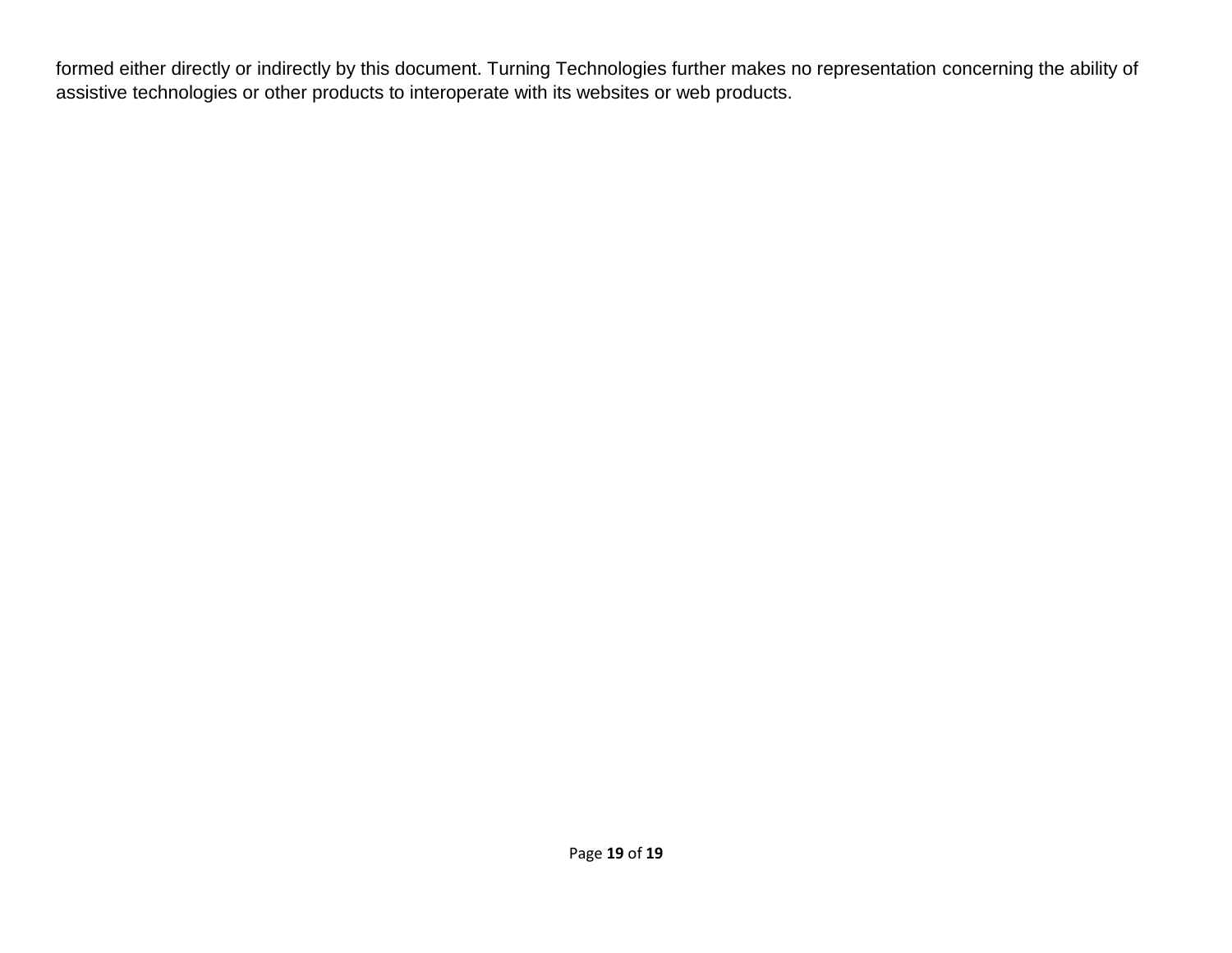formed either directly or indirectly by this document. Turning Technologies further makes no representation concerning the ability of assistive technologies or other products to interoperate with its websites or web products.